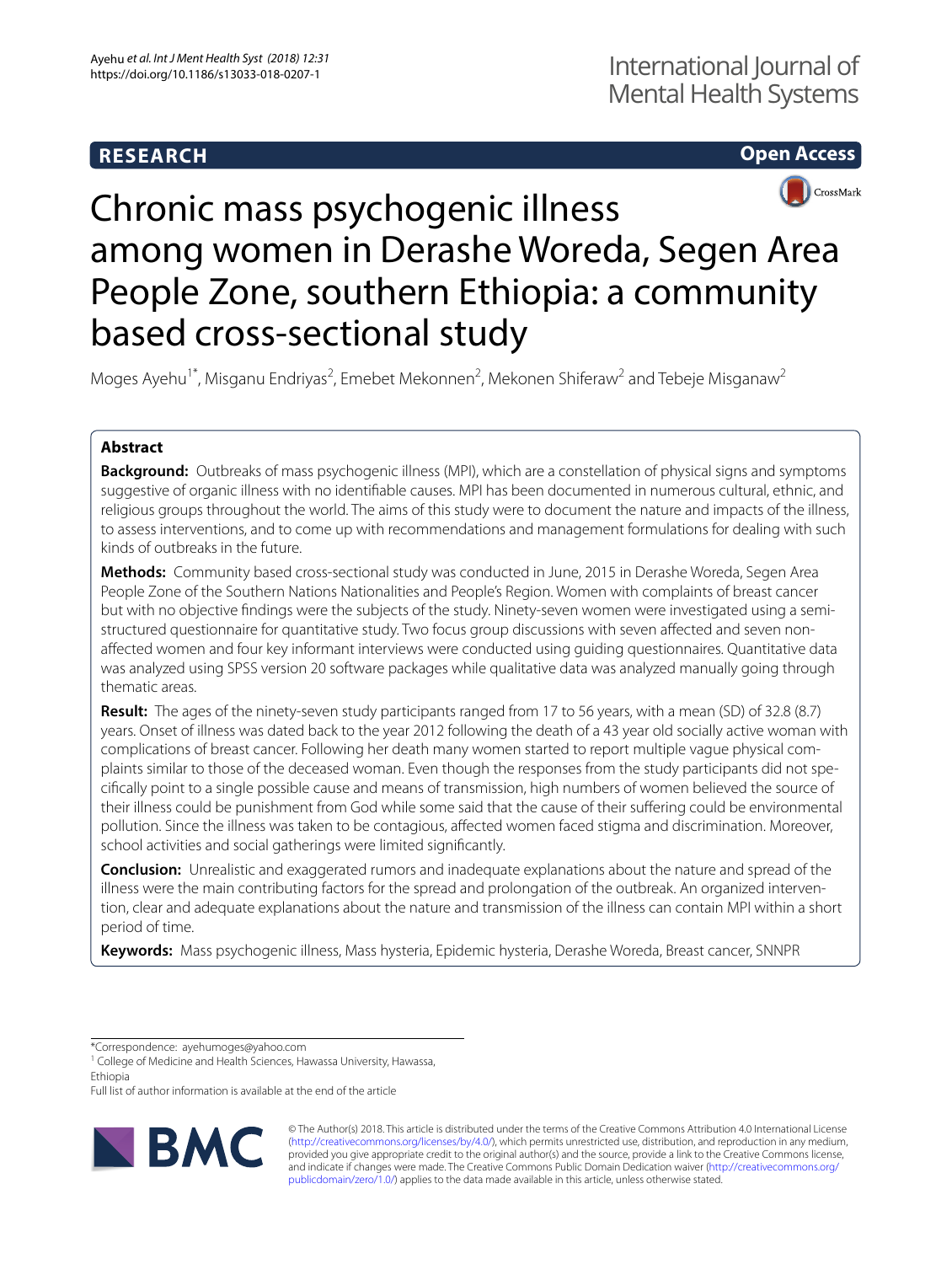RESEARCH

Open Access

# Chronic mass psychogenic illness among women in Derashe Woreda, Segen Area People Zone, southern Ethiopia: a community based cross-sectional study

Moges Ayehu[1*], Misganu Endriyas[2], Emebet Mekonnen[2], Mekonen Shiferaw[2] and Tebeje Misganaw[2]

## Abstract

**Background:** Outbreaks of mass psychogenic illness (MPI), which are a constellation of physical signs and symptoms suggestive of organic illness with no identifiable causes. MPI has been documented in numerous cultural, ethnic, and religious groups throughout the world. The aims of this study were to document the nature and impacts of the illness, to assess interventions, and to come up with recommendations and management formulations for dealing with such kinds of outbreaks in the future.

**Methods:** Community based cross-sectional study was conducted in June, 2015 in Derashe Woreda, Segen Area People Zone of the Southern Nations Nationalities and People's Region. Women with complaints of breast cancer but with no objective findings were the subjects of the study. Ninety-seven women were investigated using a semi-structured questionnaire for quantitative study. Two focus group discussions with seven affected and seven non-affected women and four key informant interviews were conducted using guiding questionnaires. Quantitative data was analyzed using SPSS version 20 software packages while qualitative data was analyzed manually going through thematic areas.

**Result:** The ages of the ninety-seven study participants ranged from 17 to 56 years, with a mean (SD) of 32.8 (8.7) years. Onset of illness was dated back to the year 2012 following the death of a 43 year old socially active woman with complications of breast cancer. Following her death many women started to report multiple vague physical complaints similar to those of the deceased woman. Even though the responses from the study participants did not specifically point to a single possible cause and means of transmission, high numbers of women believed the source of their illness could be punishment from God while some said that the cause of their suffering could be environmental pollution. Since the illness was taken to be contagious, affected women faced stigma and discrimination. Moreover, school activities and social gatherings were limited significantly.

**Conclusion:** Unrealistic and exaggerated rumors and inadequate explanations about the nature and spread of the illness were the main contributing factors for the spread and prolongation of the outbreak. An organized intervention, clear and adequate explanations about the nature and transmission of the illness can contain MPI within a short period of time.

**Keywords:** Mass psychogenic illness, Mass hysteria, Epidemic hysteria, Derashe Woreda, Breast cancer, SNNPR

*Correspondence: ayehumoges@yahoo.com
[1] College of Medicine and Health Sciences, Hawassa University, Hawassa, Ethiopia
Full list of author information is available at the end of the article

© The Author(s) 2018. This article is distributed under the terms of the Creative Commons Attribution 4.0 International License (http://creativecommons.org/licenses/by/4.0/), which permits unrestricted use, distribution, and reproduction in any medium, provided you give appropriate credit to the original author(s) and the source, provide a link to the Creative Commons license, and indicate if changes were made. The Creative Commons Public Domain Dedication waiver (http://creativecommons.org/publicdomain/zero/1.0/) applies to the data made available in this article, unless otherwise stated.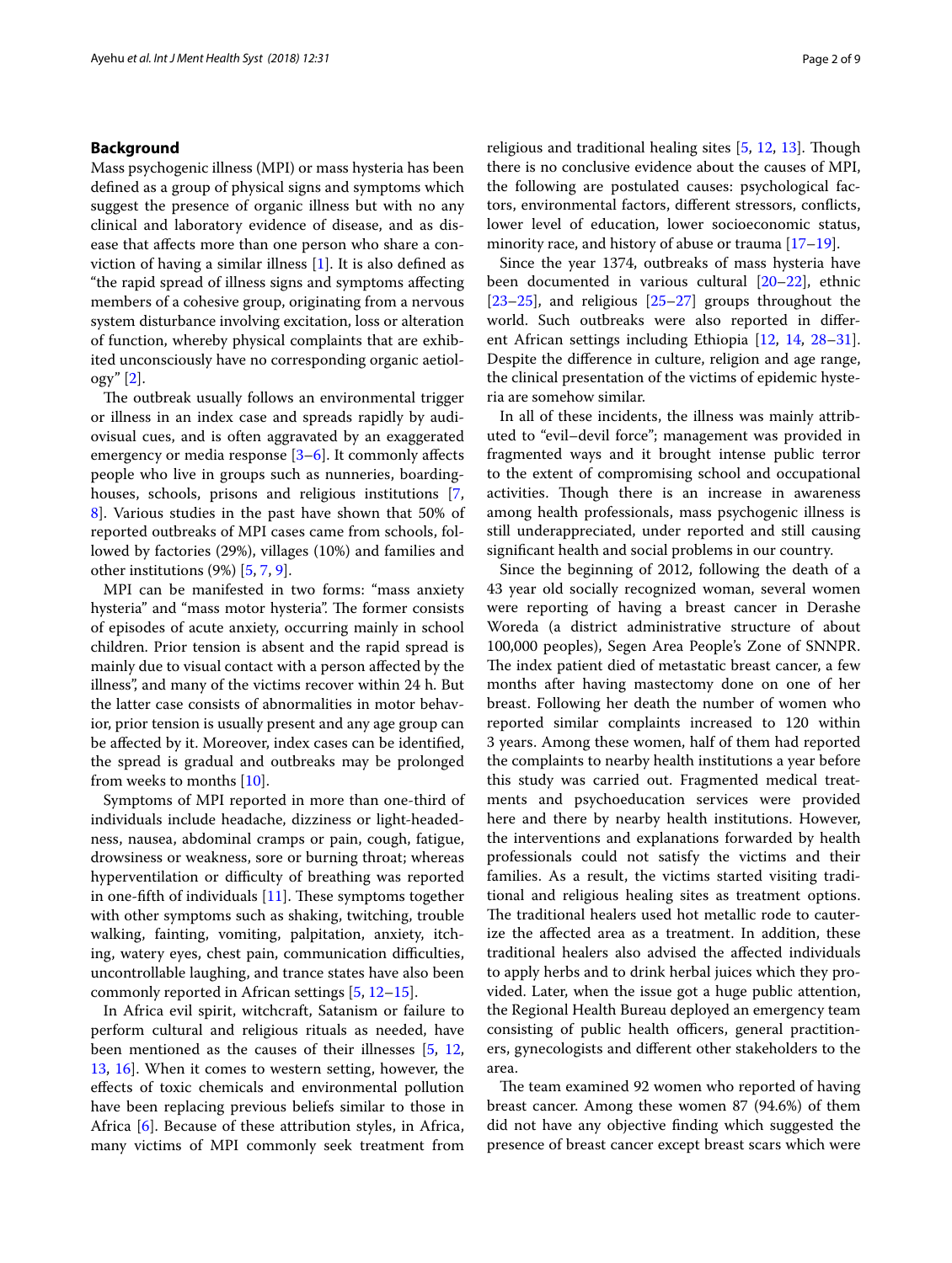## Background

Mass psychogenic illness (MPI) or mass hysteria has been defined as a group of physical signs and symptoms which suggest the presence of organic illness but with no any clinical and laboratory evidence of disease, and as disease that affects more than one person who share a conviction of having a similar illness [1]. It is also defined as "the rapid spread of illness signs and symptoms affecting members of a cohesive group, originating from a nervous system disturbance involving excitation, loss or alteration of function, whereby physical complaints that are exhibited unconsciously have no corresponding organic aetiology" [2].

The outbreak usually follows an environmental trigger or illness in an index case and spreads rapidly by audiovisual cues, and is often aggravated by an exaggerated emergency or media response [3–6]. It commonly affects people who live in groups such as nunneries, boardinghouses, schools, prisons and religious institutions [7, 8]. Various studies in the past have shown that 50% of reported outbreaks of MPI cases came from schools, followed by factories (29%), villages (10%) and families and other institutions (9%) [5, 7, 9].

MPI can be manifested in two forms: "mass anxiety hysteria" and "mass motor hysteria". The former consists of episodes of acute anxiety, occurring mainly in school children. Prior tension is absent and the rapid spread is mainly due to visual contact with a person affected by the illness", and many of the victims recover within 24 h. But the latter case consists of abnormalities in motor behavior, prior tension is usually present and any age group can be affected by it. Moreover, index cases can be identified, the spread is gradual and outbreaks may be prolonged from weeks to months [10].

Symptoms of MPI reported in more than one-third of individuals include headache, dizziness or light-headedness, nausea, abdominal cramps or pain, cough, fatigue, drowsiness or weakness, sore or burning throat; whereas hyperventilation or difficulty of breathing was reported in one-fifth of individuals [11]. These symptoms together with other symptoms such as shaking, twitching, trouble walking, fainting, vomiting, palpitation, anxiety, itching, watery eyes, chest pain, communication difficulties, uncontrollable laughing, and trance states have also been commonly reported in African settings [5, 12–15].

In Africa evil spirit, witchcraft, Satanism or failure to perform cultural and religious rituals as needed, have been mentioned as the causes of their illnesses [5, 12, 13, 16]. When it comes to western setting, however, the effects of toxic chemicals and environmental pollution have been replacing previous beliefs similar to those in Africa [6]. Because of these attribution styles, in Africa, many victims of MPI commonly seek treatment from religious and traditional healing sites [5, 12, 13]. Though there is no conclusive evidence about the causes of MPI, the following are postulated causes: psychological factors, environmental factors, different stressors, conflicts, lower level of education, lower socioeconomic status, minority race, and history of abuse or trauma [17–19].

Since the year 1374, outbreaks of mass hysteria have been documented in various cultural [20–22], ethnic [23–25], and religious [25–27] groups throughout the world. Such outbreaks were also reported in different African settings including Ethiopia [12, 14, 28–31]. Despite the difference in culture, religion and age range, the clinical presentation of the victims of epidemic hysteria are somehow similar.

In all of these incidents, the illness was mainly attributed to "evil–devil force"; management was provided in fragmented ways and it brought intense public terror to the extent of compromising school and occupational activities. Though there is an increase in awareness among health professionals, mass psychogenic illness is still underappreciated, under reported and still causing significant health and social problems in our country.

Since the beginning of 2012, following the death of a 43 year old socially recognized woman, several women were reporting of having a breast cancer in Derashe Woreda (a district administrative structure of about 100,000 peoples), Segen Area People's Zone of SNNPR. The index patient died of metastatic breast cancer, a few months after having mastectomy done on one of her breast. Following her death the number of women who reported similar complaints increased to 120 within 3 years. Among these women, half of them had reported the complaints to nearby health institutions a year before this study was carried out. Fragmented medical treatments and psychoeducation services were provided here and there by nearby health institutions. However, the interventions and explanations forwarded by health professionals could not satisfy the victims and their families. As a result, the victims started visiting traditional and religious healing sites as treatment options. The traditional healers used hot metallic rode to cauterize the affected area as a treatment. In addition, these traditional healers also advised the affected individuals to apply herbs and to drink herbal juices which they provided. Later, when the issue got a huge public attention, the Regional Health Bureau deployed an emergency team consisting of public health officers, general practitioners, gynecologists and different other stakeholders to the area.

The team examined 92 women who reported of having breast cancer. Among these women 87 (94.6%) of them did not have any objective finding which suggested the presence of breast cancer except breast scars which were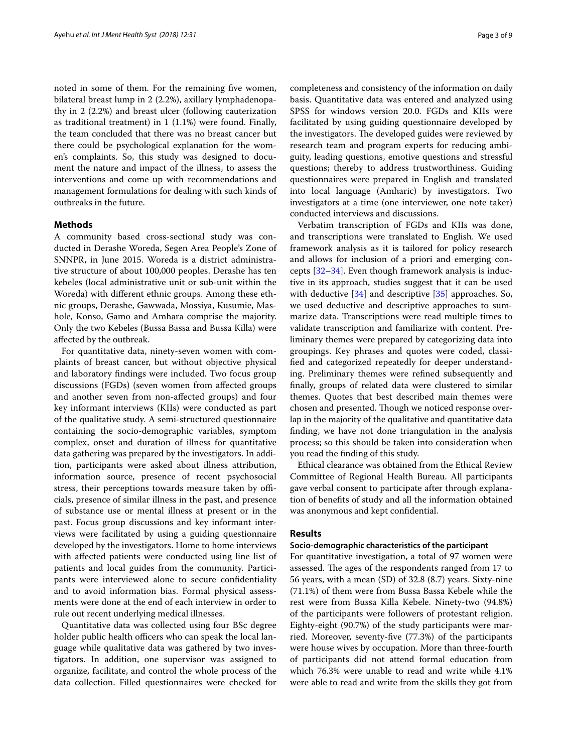noted in some of them. For the remaining five women, bilateral breast lump in 2 (2.2%), axillary lymphadenopathy in 2 (2.2%) and breast ulcer (following cauterization as traditional treatment) in 1 (1.1%) were found. Finally, the team concluded that there was no breast cancer but there could be psychological explanation for the women's complaints. So, this study was designed to document the nature and impact of the illness, to assess the interventions and come up with recommendations and management formulations for dealing with such kinds of outbreaks in the future.

## Methods

A community based cross-sectional study was conducted in Derashe Woreda, Segen Area People's Zone of SNNPR, in June 2015. Woreda is a district administrative structure of about 100,000 peoples. Derashe has ten kebeles (local administrative unit or sub-unit within the Woreda) with different ethnic groups. Among these ethnic groups, Derashe, Gawwada, Mossiya, Kusumie, Mashole, Konso, Gamo and Amhara comprise the majority. Only the two Kebeles (Bussa Bassa and Bussa Killa) were affected by the outbreak.

For quantitative data, ninety-seven women with complaints of breast cancer, but without objective physical and laboratory findings were included. Two focus group discussions (FGDs) (seven women from affected groups and another seven from non-affected groups) and four key informant interviews (KIIs) were conducted as part of the qualitative study. A semi-structured questionnaire containing the socio-demographic variables, symptom complex, onset and duration of illness for quantitative data gathering was prepared by the investigators. In addition, participants were asked about illness attribution, information source, presence of recent psychosocial stress, their perceptions towards measure taken by officials, presence of similar illness in the past, and presence of substance use or mental illness at present or in the past. Focus group discussions and key informant interviews were facilitated by using a guiding questionnaire developed by the investigators. Home to home interviews with affected patients were conducted using line list of patients and local guides from the community. Participants were interviewed alone to secure confidentiality and to avoid information bias. Formal physical assessments were done at the end of each interview in order to rule out recent underlying medical illnesses.

Quantitative data was collected using four BSc degree holder public health officers who can speak the local language while qualitative data was gathered by two investigators. In addition, one supervisor was assigned to organize, facilitate, and control the whole process of the data collection. Filled questionnaires were checked for completeness and consistency of the information on daily basis. Quantitative data was entered and analyzed using SPSS for windows version 20.0. FGDs and KIIs were facilitated by using guiding questionnaire developed by the investigators. The developed guides were reviewed by research team and program experts for reducing ambiguity, leading questions, emotive questions and stressful questions; thereby to address trustworthiness. Guiding questionnaires were prepared in English and translated into local language (Amharic) by investigators. Two investigators at a time (one interviewer, one note taker) conducted interviews and discussions.

Verbatim transcription of FGDs and KIIs was done, and transcriptions were translated to English. We used framework analysis as it is tailored for policy research and allows for inclusion of a priori and emerging concepts [32–34]. Even though framework analysis is inductive in its approach, studies suggest that it can be used with deductive [34] and descriptive [35] approaches. So, we used deductive and descriptive approaches to summarize data. Transcriptions were read multiple times to validate transcription and familiarize with content. Preliminary themes were prepared by categorizing data into groupings. Key phrases and quotes were coded, classified and categorized repeatedly for deeper understanding. Preliminary themes were refined subsequently and finally, groups of related data were clustered to similar themes. Quotes that best described main themes were chosen and presented. Though we noticed response overlap in the majority of the qualitative and quantitative data finding, we have not done triangulation in the analysis process; so this should be taken into consideration when you read the finding of this study.

Ethical clearance was obtained from the Ethical Review Committee of Regional Health Bureau. All participants gave verbal consent to participate after through explanation of benefits of study and all the information obtained was anonymous and kept confidential.

## Results

### Socio-demographic characteristics of the participant

For quantitative investigation, a total of 97 women were assessed. The ages of the respondents ranged from 17 to 56 years, with a mean (SD) of 32.8 (8.7) years. Sixty-nine (71.1%) of them were from Bussa Bassa Kebele while the rest were from Bussa Killa Kebele. Ninety-two (94.8%) of the participants were followers of protestant religion. Eighty-eight (90.7%) of the study participants were married. Moreover, seventy-five (77.3%) of the participants were house wives by occupation. More than three-fourth of participants did not attend formal education from which 76.3% were unable to read and write while 4.1% were able to read and write from the skills they got from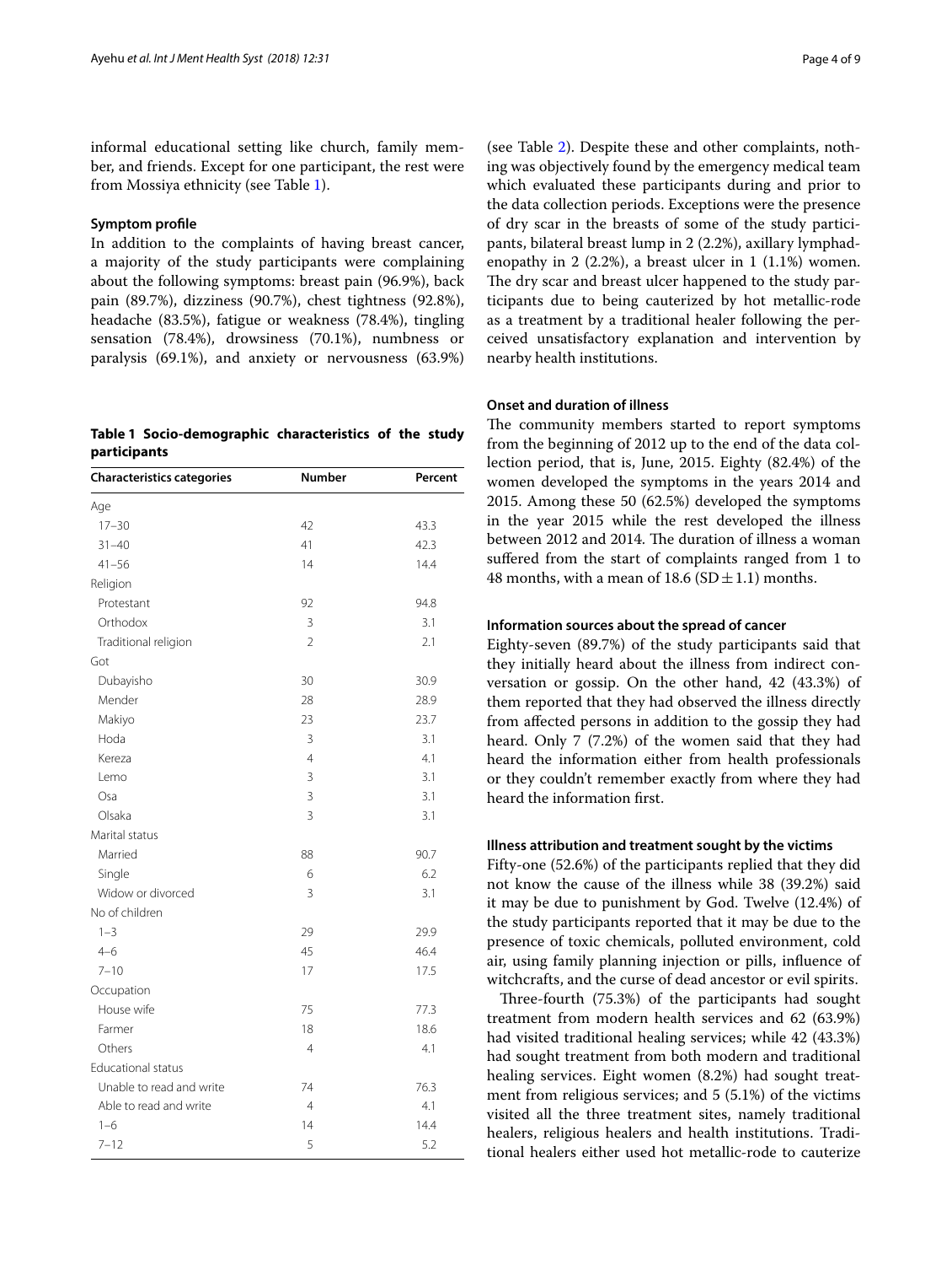informal educational setting like church, family member, and friends. Except for one participant, the rest were from Mossiya ethnicity (see Table 1).

**Table 1 Socio-demographic characteristics of the study participants**

| Characteristics categories | Number | Percent |
|---|---|---|
| Age | | |
| 17–30 | 42 | 43.3 |
| 31–40 | 41 | 42.3 |
| 41–56 | 14 | 14.4 |
| Religion | | |
| Protestant | 92 | 94.8 |
| Orthodox | 3 | 3.1 |
| Traditional religion | 2 | 2.1 |
| Got | | |
| Dubayisho | 30 | 30.9 |
| Mender | 28 | 28.9 |
| Makiyo | 23 | 23.7 |
| Hoda | 3 | 3.1 |
| Kereza | 4 | 4.1 |
| Lemo | 3 | 3.1 |
| Osa | 3 | 3.1 |
| Olsaka | 3 | 3.1 |
| Marital status | | |
| Married | 88 | 90.7 |
| Single | 6 | 6.2 |
| Widow or divorced | 3 | 3.1 |
| No of children | | |
| 1–3 | 29 | 29.9 |
| 4–6 | 45 | 46.4 |
| 7–10 | 17 | 17.5 |
| Occupation | | |
| House wife | 75 | 77.3 |
| Farmer | 18 | 18.6 |
| Others | 4 | 4.1 |
| Educational status | | |
| Unable to read and write | 74 | 76.3 |
| Able to read and write | 4 | 4.1 |
| 1–6 | 14 | 14.4 |
| 7–12 | 5 | 5.2 |

### Symptom profile

In addition to the complaints of having breast cancer, a majority of the study participants were complaining about the following symptoms: breast pain (96.9%), back pain (89.7%), dizziness (90.7%), chest tightness (92.8%), headache (83.5%), fatigue or weakness (78.4%), tingling sensation (78.4%), drowsiness (70.1%), numbness or paralysis (69.1%), and anxiety or nervousness (63.9%) (see Table 2). Despite these and other complaints, nothing was objectively found by the emergency medical team which evaluated these participants during and prior to the data collection periods. Exceptions were the presence of dry scar in the breasts of some of the study participants, bilateral breast lump in 2 (2.2%), axillary lymphadenopathy in 2 (2.2%), a breast ulcer in 1 (1.1%) women. The dry scar and breast ulcer happened to the study participants due to being cauterized by hot metallic-rode as a treatment by a traditional healer following the perceived unsatisfactory explanation and intervention by nearby health institutions.

### Onset and duration of illness

The community members started to report symptoms from the beginning of 2012 up to the end of the data collection period, that is, June, 2015. Eighty (82.4%) of the women developed the symptoms in the years 2014 and 2015. Among these 50 (62.5%) developed the symptoms in the year 2015 while the rest developed the illness between 2012 and 2014. The duration of illness a woman suffered from the start of complaints ranged from 1 to 48 months, with a mean of 18.6 ($SD \pm 1.1$) months.

### Information sources about the spread of cancer

Eighty-seven (89.7%) of the study participants said that they initially heard about the illness from indirect conversation or gossip. On the other hand, 42 (43.3%) of them reported that they had observed the illness directly from affected persons in addition to the gossip they had heard. Only 7 (7.2%) of the women said that they had heard the information either from health professionals or they couldn't remember exactly from where they had heard the information first.

### Illness attribution and treatment sought by the victims

Fifty-one (52.6%) of the participants replied that they did not know the cause of the illness while 38 (39.2%) said it may be due to punishment by God. Twelve (12.4%) of the study participants reported that it may be due to the presence of toxic chemicals, polluted environment, cold air, using family planning injection or pills, influence of witchcrafts, and the curse of dead ancestor or evil spirits.

Three-fourth (75.3%) of the participants had sought treatment from modern health services and 62 (63.9%) had visited traditional healing services; while 42 (43.3%) had sought treatment from both modern and traditional healing services. Eight women (8.2%) had sought treatment from religious services; and 5 (5.1%) of the victims visited all the three treatment sites, namely traditional healers, religious healers and health institutions. Traditional healers either used hot metallic-rode to cauterize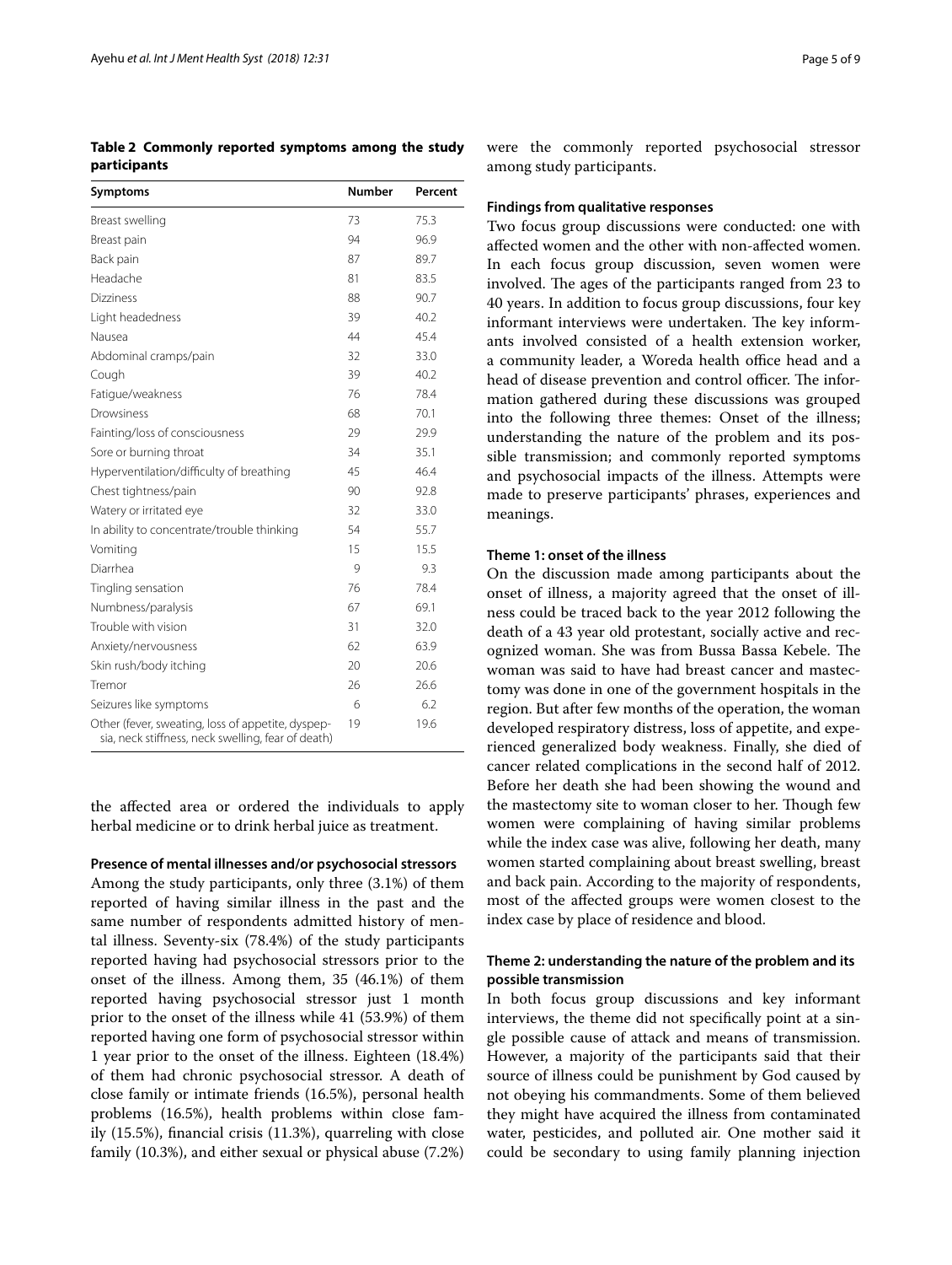**Table 2 Commonly reported symptoms among the study participants**

| Symptoms | Number | Percent |
|---|---|---|
| Breast swelling | 73 | 75.3 |
| Breast pain | 94 | 96.9 |
| Back pain | 87 | 89.7 |
| Headache | 81 | 83.5 |
| Dizziness | 88 | 90.7 |
| Light headedness | 39 | 40.2 |
| Nausea | 44 | 45.4 |
| Abdominal cramps/pain | 32 | 33.0 |
| Cough | 39 | 40.2 |
| Fatigue/weakness | 76 | 78.4 |
| Drowsiness | 68 | 70.1 |
| Fainting/loss of consciousness | 29 | 29.9 |
| Sore or burning throat | 34 | 35.1 |
| Hyperventilation/difficulty of breathing | 45 | 46.4 |
| Chest tightness/pain | 90 | 92.8 |
| Watery or irritated eye | 32 | 33.0 |
| In ability to concentrate/trouble thinking | 54 | 55.7 |
| Vomiting | 15 | 15.5 |
| Diarrhea | 9 | 9.3 |
| Tingling sensation | 76 | 78.4 |
| Numbness/paralysis | 67 | 69.1 |
| Trouble with vision | 31 | 32.0 |
| Anxiety/nervousness | 62 | 63.9 |
| Skin rush/body itching | 20 | 20.6 |
| Tremor | 26 | 26.6 |
| Seizures like symptoms | 6 | 6.2 |
| Other (fever, sweating, loss of appetite, dyspepsia, neck stiffness, neck swelling, fear of death) | 19 | 19.6 |

the affected area or ordered the individuals to apply herbal medicine or to drink herbal juice as treatment.

**Presence of mental illnesses and/or psychosocial stressors**

Among the study participants, only three (3.1%) of them reported of having similar illness in the past and the same number of respondents admitted history of mental illness. Seventy-six (78.4%) of the study participants reported having had psychosocial stressors prior to the onset of the illness. Among them, 35 (46.1%) of them reported having psychosocial stressor just 1 month prior to the onset of the illness while 41 (53.9%) of them reported having one form of psychosocial stressor within 1 year prior to the onset of the illness. Eighteen (18.4%) of them had chronic psychosocial stressor. A death of close family or intimate friends (16.5%), personal health problems (16.5%), health problems within close family (15.5%), financial crisis (11.3%), quarreling with close family (10.3%), and either sexual or physical abuse (7.2%) were the commonly reported psychosocial stressor among study participants.

### Findings from qualitative responses

Two focus group discussions were conducted: one with affected women and the other with non-affected women. In each focus group discussion, seven women were involved. The ages of the participants ranged from 23 to 40 years. In addition to focus group discussions, four key informant interviews were undertaken. The key informants involved consisted of a health extension worker, a community leader, a Woreda health office head and a head of disease prevention and control officer. The information gathered during these discussions was grouped into the following three themes: Onset of the illness; understanding the nature of the problem and its possible transmission; and commonly reported symptoms and psychosocial impacts of the illness. Attempts were made to preserve participants' phrases, experiences and meanings.

#### Theme 1: onset of the illness

On the discussion made among participants about the onset of illness, a majority agreed that the onset of illness could be traced back to the year 2012 following the death of a 43 year old protestant, socially active and recognized woman. She was from Bussa Bassa Kebele. The woman was said to have had breast cancer and mastectomy was done in one of the government hospitals in the region. But after few months of the operation, the woman developed respiratory distress, loss of appetite, and experienced generalized body weakness. Finally, she died of cancer related complications in the second half of 2012. Before her death she had been showing the wound and the mastectomy site to woman closer to her. Though few women were complaining of having similar problems while the index case was alive, following her death, many women started complaining about breast swelling, breast and back pain. According to the majority of respondents, most of the affected groups were women closest to the index case by place of residence and blood.

#### Theme 2: understanding the nature of the problem and its possible transmission

In both focus group discussions and key informant interviews, the theme did not specifically point at a single possible cause of attack and means of transmission. However, a majority of the participants said that their source of illness could be punishment by God caused by not obeying his commandments. Some of them believed they might have acquired the illness from contaminated water, pesticides, and polluted air. One mother said it could be secondary to using family planning injection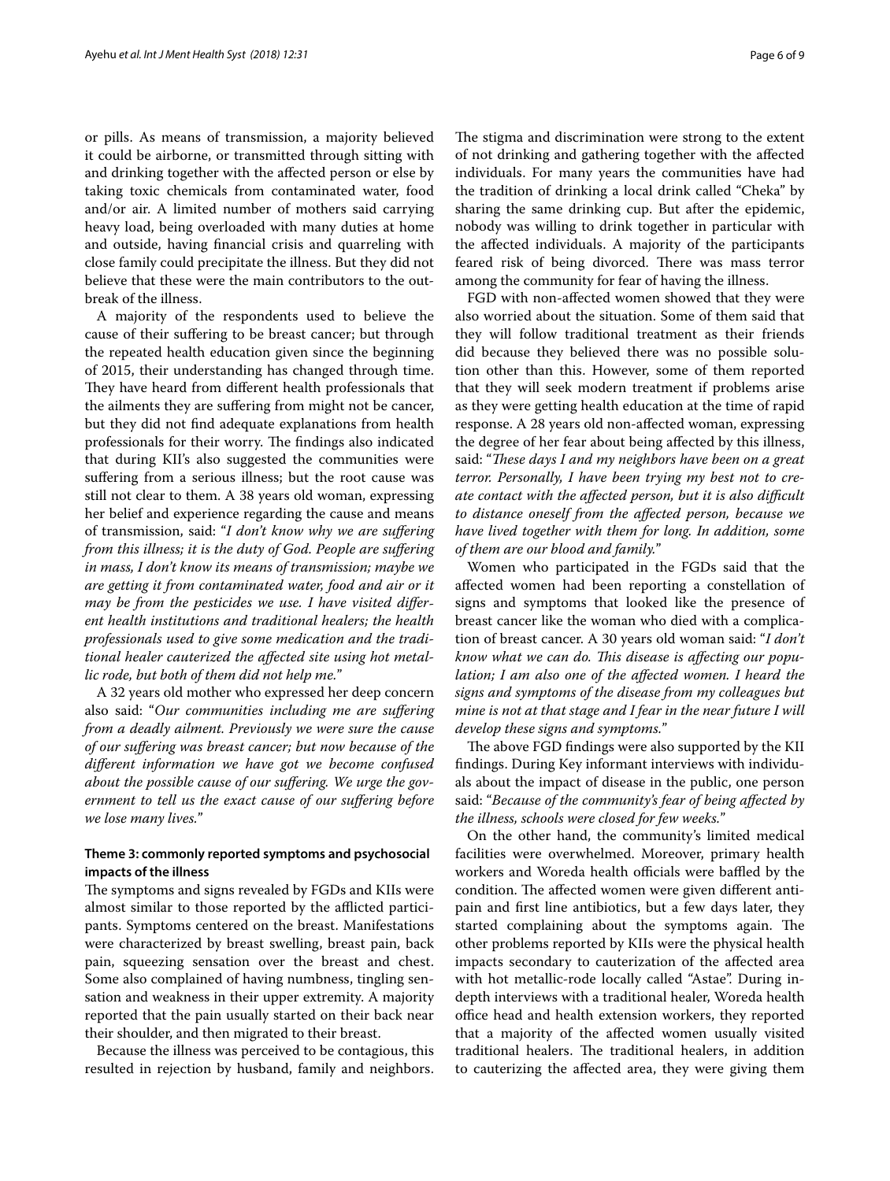or pills. As means of transmission, a majority believed it could be airborne, or transmitted through sitting with and drinking together with the affected person or else by taking toxic chemicals from contaminated water, food and/or air. A limited number of mothers said carrying heavy load, being overloaded with many duties at home and outside, having financial crisis and quarreling with close family could precipitate the illness. But they did not believe that these were the main contributors to the outbreak of the illness.

A majority of the respondents used to believe the cause of their suffering to be breast cancer; but through the repeated health education given since the beginning of 2015, their understanding has changed through time. They have heard from different health professionals that the ailments they are suffering from might not be cancer, but they did not find adequate explanations from health professionals for their worry. The findings also indicated that during KII's also suggested the communities were suffering from a serious illness; but the root cause was still not clear to them. A 38 years old woman, expressing her belief and experience regarding the cause and means of transmission, said: "*I don't know why we are suffering from this illness; it is the duty of God. People are suffering in mass, I don't know its means of transmission; maybe we are getting it from contaminated water, food and air or it may be from the pesticides we use. I have visited different health institutions and traditional healers; the health professionals used to give some medication and the traditional healer cauterized the affected site using hot metallic rode, but both of them did not help me.*"

A 32 years old mother who expressed her deep concern also said: "*Our communities including me are suffering from a deadly ailment. Previously we were sure the cause of our suffering was breast cancer; but now because of the different information we have got we become confused about the possible cause of our suffering. We urge the government to tell us the exact cause of our suffering before we lose many lives.*"

### Theme 3: commonly reported symptoms and psychosocial impacts of the illness

The symptoms and signs revealed by FGDs and KIIs were almost similar to those reported by the afflicted participants. Symptoms centered on the breast. Manifestations were characterized by breast swelling, breast pain, back pain, squeezing sensation over the breast and chest. Some also complained of having numbness, tingling sensation and weakness in their upper extremity. A majority reported that the pain usually started on their back near their shoulder, and then migrated to their breast.

Because the illness was perceived to be contagious, this resulted in rejection by husband, family and neighbors. The stigma and discrimination were strong to the extent of not drinking and gathering together with the affected individuals. For many years the communities have had the tradition of drinking a local drink called "Cheka" by sharing the same drinking cup. But after the epidemic, nobody was willing to drink together in particular with the affected individuals. A majority of the participants feared risk of being divorced. There was mass terror among the community for fear of having the illness.

FGD with non-affected women showed that they were also worried about the situation. Some of them said that they will follow traditional treatment as their friends did because they believed there was no possible solution other than this. However, some of them reported that they will seek modern treatment if problems arise as they were getting health education at the time of rapid response. A 28 years old non-affected woman, expressing the degree of her fear about being affected by this illness, said: "*These days I and my neighbors have been on a great terror. Personally, I have been trying my best not to create contact with the affected person, but it is also difficult to distance oneself from the affected person, because we have lived together with them for long. In addition, some of them are our blood and family.*"

Women who participated in the FGDs said that the affected women had been reporting a constellation of signs and symptoms that looked like the presence of breast cancer like the woman who died with a complication of breast cancer. A 30 years old woman said: "*I don't know what we can do. This disease is affecting our population; I am also one of the affected women. I heard the signs and symptoms of the disease from my colleagues but mine is not at that stage and I fear in the near future I will develop these signs and symptoms.*"

The above FGD findings were also supported by the KII findings. During Key informant interviews with individuals about the impact of disease in the public, one person said: "*Because of the community's fear of being affected by the illness, schools were closed for few weeks.*"

On the other hand, the community's limited medical facilities were overwhelmed. Moreover, primary health workers and Woreda health officials were baffled by the condition. The affected women were given different anti-pain and first line antibiotics, but a few days later, they started complaining about the symptoms again. The other problems reported by KIIs were the physical health impacts secondary to cauterization of the affected area with hot metallic-rode locally called "Astae". During in-depth interviews with a traditional healer, Woreda health office head and health extension workers, they reported that a majority of the affected women usually visited traditional healers. The traditional healers, in addition to cauterizing the affected area, they were giving them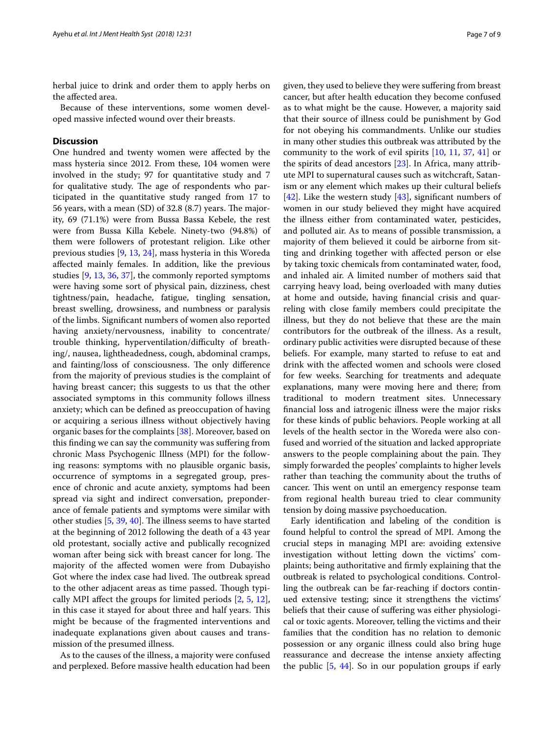herbal juice to drink and order them to apply herbs on the affected area.

Because of these interventions, some women developed massive infected wound over their breasts.

## Discussion

One hundred and twenty women were affected by the mass hysteria since 2012. From these, 104 women were involved in the study; 97 for quantitative study and 7 for qualitative study. The age of respondents who participated in the quantitative study ranged from 17 to 56 years, with a mean (SD) of 32.8 (8.7) years. The majority, 69 (71.1%) were from Bussa Bassa Kebele, the rest were from Bussa Killa Kebele. Ninety-two (94.8%) of them were followers of protestant religion. Like other previous studies [9, 13, 24], mass hysteria in this Woreda affected mainly females. In addition, like the previous studies [9, 13, 36, 37], the commonly reported symptoms were having some sort of physical pain, dizziness, chest tightness/pain, headache, fatigue, tingling sensation, breast swelling, drowsiness, and numbness or paralysis of the limbs. Significant numbers of women also reported having anxiety/nervousness, inability to concentrate/trouble thinking, hyperventilation/difficulty of breathing/, nausea, lightheadedness, cough, abdominal cramps, and fainting/loss of consciousness. The only difference from the majority of previous studies is the complaint of having breast cancer; this suggests to us that the other associated symptoms in this community follows illness anxiety; which can be defined as preoccupation of having or acquiring a serious illness without objectively having organic bases for the complaints [38]. Moreover, based on this finding we can say the community was suffering from chronic Mass Psychogenic Illness (MPI) for the following reasons: symptoms with no plausible organic basis, occurrence of symptoms in a segregated group, presence of chronic and acute anxiety, symptoms had been spread via sight and indirect conversation, preponderance of female patients and symptoms were similar with other studies [5, 39, 40]. The illness seems to have started at the beginning of 2012 following the death of a 43 year old protestant, socially active and publically recognized woman after being sick with breast cancer for long. The majority of the affected women were from Dubayisho Got where the index case had lived. The outbreak spread to the other adjacent areas as time passed. Though typically MPI affect the groups for limited periods [2, 5, 12], in this case it stayed for about three and half years. This might be because of the fragmented interventions and inadequate explanations given about causes and transmission of the presumed illness.

As to the causes of the illness, a majority were confused and perplexed. Before massive health education had been given, they used to believe they were suffering from breast cancer, but after health education they become confused as to what might be the cause. However, a majority said that their source of illness could be punishment by God for not obeying his commandments. Unlike our studies in many other studies this outbreak was attributed by the community to the work of evil spirits [10, 11, 37, 41] or the spirits of dead ancestors [23]. In Africa, many attribute MPI to supernatural causes such as witchcraft, Satanism or any element which makes up their cultural beliefs [42]. Like the western study [43], significant numbers of women in our study believed they might have acquired the illness either from contaminated water, pesticides, and polluted air. As to means of possible transmission, a majority of them believed it could be airborne from sitting and drinking together with affected person or else by taking toxic chemicals from contaminated water, food, and inhaled air. A limited number of mothers said that carrying heavy load, being overloaded with many duties at home and outside, having financial crisis and quarreling with close family members could precipitate the illness, but they do not believe that these are the main contributors for the outbreak of the illness. As a result, ordinary public activities were disrupted because of these beliefs. For example, many started to refuse to eat and drink with the affected women and schools were closed for few weeks. Searching for treatments and adequate explanations, many were moving here and there; from traditional to modern treatment sites. Unnecessary financial loss and iatrogenic illness were the major risks for these kinds of public behaviors. People working at all levels of the health sector in the Woreda were also confused and worried of the situation and lacked appropriate answers to the people complaining about the pain. They simply forwarded the peoples' complaints to higher levels rather than teaching the community about the truths of cancer. This went on until an emergency response team from regional health bureau tried to clear community tension by doing massive psychoeducation.

Early identification and labeling of the condition is found helpful to control the spread of MPI. Among the crucial steps in managing MPI are: avoiding extensive investigation without letting down the victims' complaints; being authoritative and firmly explaining that the outbreak is related to psychological conditions. Controlling the outbreak can be far-reaching if doctors continued extensive testing; since it strengthens the victims' beliefs that their cause of suffering was either physiological or toxic agents. Moreover, telling the victims and their families that the condition has no relation to demonic possession or any organic illness could also bring huge reassurance and decrease the intense anxiety affecting the public [5, 44]. So in our population groups if early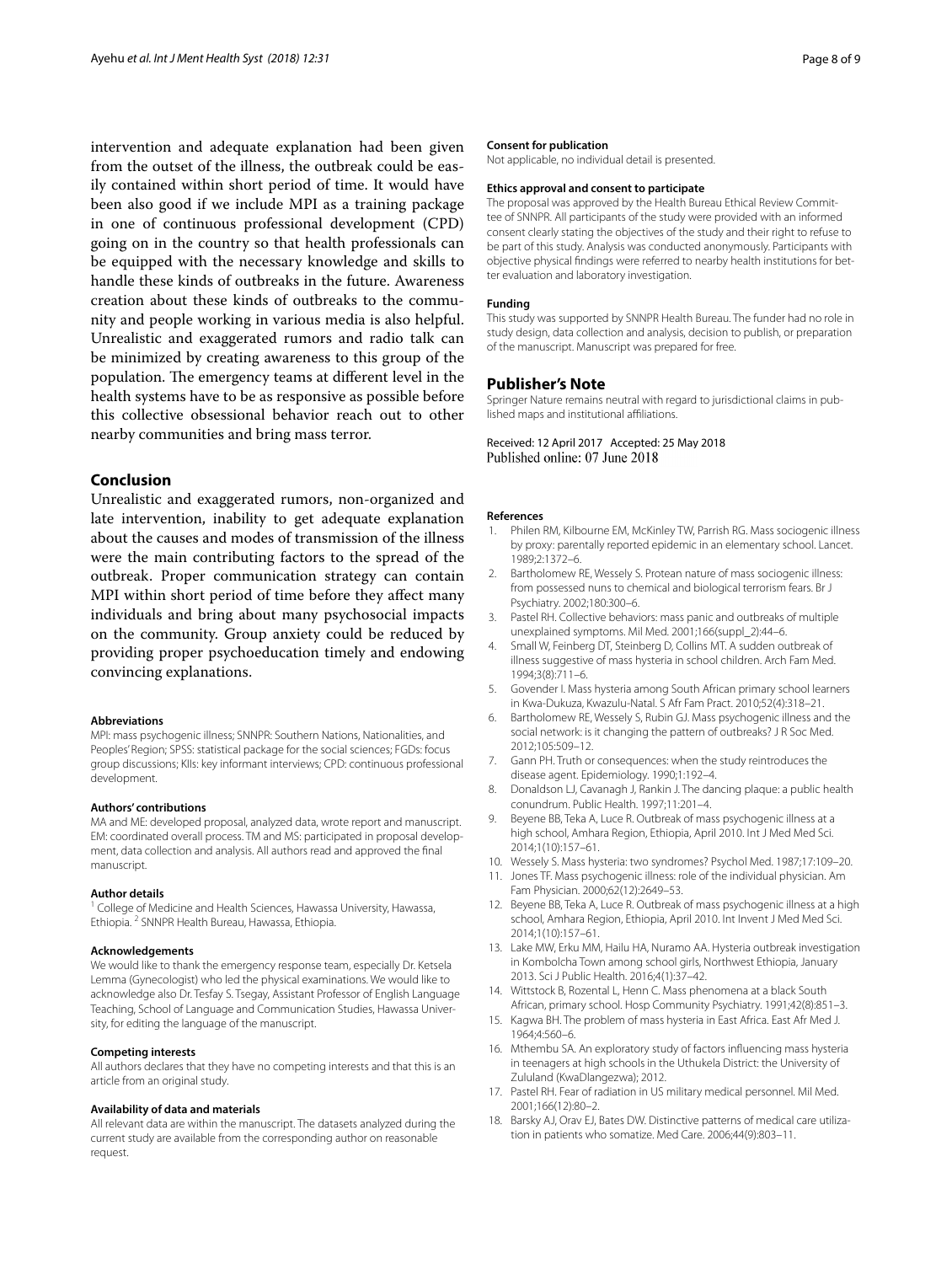intervention and adequate explanation had been given from the outset of the illness, the outbreak could be easily contained within short period of time. It would have been also good if we include MPI as a training package in one of continuous professional development (CPD) going on in the country so that health professionals can be equipped with the necessary knowledge and skills to handle these kinds of outbreaks in the future. Awareness creation about these kinds of outbreaks to the community and people working in various media is also helpful. Unrealistic and exaggerated rumors and radio talk can be minimized by creating awareness to this group of the population. The emergency teams at different level in the health systems have to be as responsive as possible before this collective obsessional behavior reach out to other nearby communities and bring mass terror.

## Conclusion

Unrealistic and exaggerated rumors, non-organized and late intervention, inability to get adequate explanation about the causes and modes of transmission of the illness were the main contributing factors to the spread of the outbreak. Proper communication strategy can contain MPI within short period of time before they affect many individuals and bring about many psychosocial impacts on the community. Group anxiety could be reduced by providing proper psychoeducation timely and endowing convincing explanations.

#### Abbreviations

MPI: mass psychogenic illness; SNNPR: Southern Nations, Nationalities, and Peoples' Region; SPSS: statistical package for the social sciences; FGDs: focus group discussions; KIIs: key informant interviews; CPD: continuous professional development.

#### Authors' contributions

MA and ME: developed proposal, analyzed data, wrote report and manuscript. EM: coordinated overall process. TM and MS: participated in proposal development, data collection and analysis. All authors read and approved the final manuscript.

#### Author details

[1] College of Medicine and Health Sciences, Hawassa University, Hawassa, Ethiopia. [2] SNNPR Health Bureau, Hawassa, Ethiopia.

#### Acknowledgements

We would like to thank the emergency response team, especially Dr. Ketsela Lemma (Gynecologist) who led the physical examinations. We would like to acknowledge also Dr. Tesfay S. Tsegay, Assistant Professor of English Language Teaching, School of Language and Communication Studies, Hawassa University, for editing the language of the manuscript.

#### Competing interests

All authors declares that they have no competing interests and that this is an article from an original study.

#### Availability of data and materials

All relevant data are within the manuscript. The datasets analyzed during the current study are available from the corresponding author on reasonable request.

#### Consent for publication

Not applicable, no individual detail is presented.

#### Ethics approval and consent to participate

The proposal was approved by the Health Bureau Ethical Review Committee of SNNPR. All participants of the study were provided with an informed consent clearly stating the objectives of the study and their right to refuse to be part of this study. Analysis was conducted anonymously. Participants with objective physical findings were referred to nearby health institutions for better evaluation and laboratory investigation.

#### Funding

This study was supported by SNNPR Health Bureau. The funder had no role in study design, data collection and analysis, decision to publish, or preparation of the manuscript. Manuscript was prepared for free.

## Publisher's Note

Springer Nature remains neutral with regard to jurisdictional claims in published maps and institutional affiliations.

Received: 12 April 2017 Accepted: 25 May 2018
Published online: 07 June 2018

#### References

1. Philen RM, Kilbourne EM, McKinley TW, Parrish RG. Mass sociogenic illness by proxy: parentally reported epidemic in an elementary school. Lancet. 1989;2:1372–6.
2. Bartholomew RE, Wessely S. Protean nature of mass sociogenic illness: from possessed nuns to chemical and biological terrorism fears. Br J Psychiatry. 2002;180:300–6.
3. Pastel RH. Collective behaviors: mass panic and outbreaks of multiple unexplained symptoms. Mil Med. 2001;166(suppl_2):44–6.
4. Small W, Feinberg DT, Steinberg D, Collins MT. A sudden outbreak of illness suggestive of mass hysteria in school children. Arch Fam Med. 1994;3(8):711–6.
5. Govender I. Mass hysteria among South African primary school learners in Kwa-Dukuza, Kwazulu-Natal. S Afr Fam Pract. 2010;52(4):318–21.
6. Bartholomew RE, Wessely S, Rubin GJ. Mass psychogenic illness and the social network: is it changing the pattern of outbreaks? J R Soc Med. 2012;105:509–12.
7. Gann PH. Truth or consequences: when the study reintroduces the disease agent. Epidemiology. 1990;1:192–4.
8. Donaldson LJ, Cavanagh J, Rankin J. The dancing plaque: a public health conundrum. Public Health. 1997;11:201–4.
9. Beyene BB, Teka A, Luce R. Outbreak of mass psychogenic illness at a high school, Amhara Region, Ethiopia, April 2010. Int J Med Med Sci. 2014;1(10):157–61.
10. Wessely S. Mass hysteria: two syndromes? Psychol Med. 1987;17:109–20.
11. Jones TF. Mass psychogenic illness: role of the individual physician. Am Fam Physician. 2000;62(12):2649–53.
12. Beyene BB, Teka A, Luce R. Outbreak of mass psychogenic illness at a high school, Amhara Region, Ethiopia, April 2010. Int Invent J Med Med Sci. 2014;1(10):157–61.
13. Lake MW, Erku MM, Hailu HA, Nuramo AA. Hysteria outbreak investigation in Kombolcha Town among school girls, Northwest Ethiopia, January 2013. Sci J Public Health. 2016;4(1):37–42.
14. Wittstock B, Rozental L, Henn C. Mass phenomena at a black South African, primary school. Hosp Community Psychiatry. 1991;42(8):851–3.
15. Kagwa BH. The problem of mass hysteria in East Africa. East Afr Med J. 1964;4:560–6.
16. Mthembu SA. An exploratory study of factors influencing mass hysteria in teenagers at high schools in the Uthukela District: the University of Zululand (KwaDlangezwa); 2012.
17. Pastel RH. Fear of radiation in US military medical personnel. Mil Med. 2001;166(12):80–2.
18. Barsky AJ, Orav EJ, Bates DW. Distinctive patterns of medical care utilization in patients who somatize. Med Care. 2006;44(9):803–11.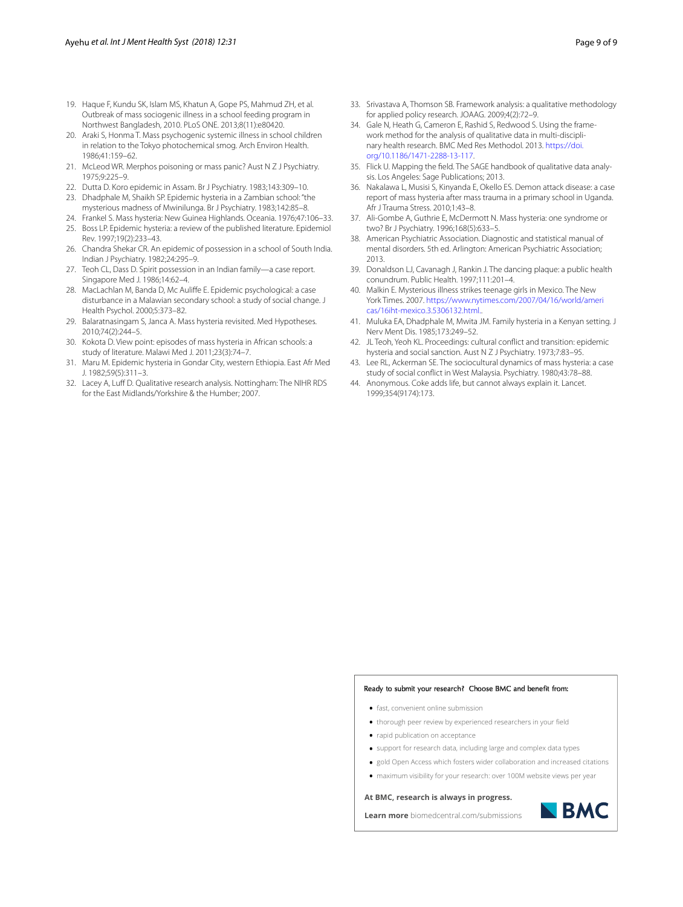19. Haque F, Kundu SK, Islam MS, Khatun A, Gope PS, Mahmud ZH, et al. Outbreak of mass sociogenic illness in a school feeding program in Northwest Bangladesh, 2010. PLoS ONE. 2013;8(11):e80420.
20. Araki S, Honma T. Mass psychogenic systemic illness in school children in relation to the Tokyo photochemical smog. Arch Environ Health. 1986;41:159–62.
21. McLeod WR. Merphos poisoning or mass panic? Aust N Z J Psychiatry. 1975;9:225–9.
22. Dutta D. Koro epidemic in Assam. Br J Psychiatry. 1983;143:309–10.
23. Dhadphale M, Shaikh SP. Epidemic hysteria in a Zambian school: "the mysterious madness of Mwinilunga. Br J Psychiatry. 1983;142:85–8.
24. Frankel S. Mass hysteria: New Guinea Highlands. Oceania. 1976;47:106–33.
25. Boss LP. Epidemic hysteria: a review of the published literature. Epidemiol Rev. 1997;19(2):233–43.
26. Chandra Shekar CR. An epidemic of possession in a school of South India. Indian J Psychiatry. 1982;24:295–9.
27. Teoh CL, Dass D. Spirit possession in an Indian family—a case report. Singapore Med J. 1986;14:62–4.
28. MacLachlan M, Banda D, Mc Auliffe E. Epidemic psychological: a case disturbance in a Malawian secondary school: a study of social change. J Health Psychol. 2000;5:373–82.
29. Balaratnasingam S, Janca A. Mass hysteria revisited. Med Hypotheses. 2010;74(2):244–5.
30. Kokota D. View point: episodes of mass hysteria in African schools: a study of literature. Malawi Med J. 2011;23(3):74–7.
31. Maru M. Epidemic hysteria in Gondar City, western Ethiopia. East Afr Med J. 1982;59(5):311–3.
32. Lacey A, Luff D. Qualitative research analysis. Nottingham: The NIHR RDS for the East Midlands/Yorkshire & the Humber; 2007.
33. Srivastava A, Thomson SB. Framework analysis: a qualitative methodology for applied policy research. JOAAG. 2009;4(2):72–9.
34. Gale N, Heath G, Cameron E, Rashid S, Redwood S. Using the framework method for the analysis of qualitative data in multi-disciplinary health research. BMC Med Res Methodol. 2013. https://doi.org/10.1186/1471-2288-13-117.
35. Flick U. Mapping the field. The SAGE handbook of qualitative data analysis. Los Angeles: Sage Publications; 2013.
36. Nakalawa L, Musisi S, Kinyanda E, Okello ES. Demon attack disease: a case report of mass hysteria after mass trauma in a primary school in Uganda. Afr J Trauma Stress. 2010;1:43–8.
37. Ali-Gombe A, Guthrie E, McDermott N. Mass hysteria: one syndrome or two? Br J Psychiatry. 1996;168(5):633–5.
38. American Psychiatric Association. Diagnostic and statistical manual of mental disorders. 5th ed. Arlington: American Psychiatric Association; 2013.
39. Donaldson LJ, Cavanagh J, Rankin J. The dancing plaque: a public health conundrum. Public Health. 1997;111:201–4.
40. Malkin E. Mysterious illness strikes teenage girls in Mexico. The New York Times. 2007. https://www.nytimes.com/2007/04/16/world/americas/16iht-mexico.3.5306132.html..
41. Muluka EA, Dhadphale M, Mwita JM. Family hysteria in a Kenyan setting. J Nerv Ment Dis. 1985;173:249–52.
42. JL Teoh, Yeoh KL. Proceedings: cultural conflict and transition: epidemic hysteria and social sanction. Aust N Z J Psychiatry. 1973;7:83–95.
43. Lee RL, Ackerman SE. The sociocultural dynamics of mass hysteria: a case study of social conflict in West Malaysia. Psychiatry. 1980;43:78–88.
44. Anonymous. Coke adds life, but cannot always explain it. Lancet. 1999;354(9174):173.

Ready to submit your research? Choose BMC and benefit from:

- fast, convenient online submission
- thorough peer review by experienced researchers in your field
- rapid publication on acceptance
- support for research data, including large and complex data types
- gold Open Access which fosters wider collaboration and increased citations
- maximum visibility for your research: over 100M website views per year

**At BMC, research is always in progress.**

**Learn more** biomedcentral.com/submissions

BMC